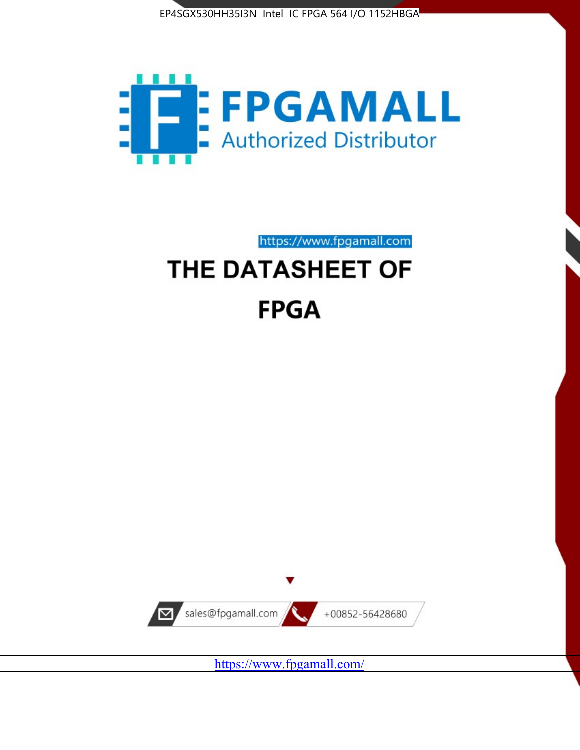EP4SGX530HH35I3N Intel IC FPGA 564 I/O 1152HBGA

FPGAMALL

Authorized Distributor

https://www.fpgamall.com

# THE DATASHEET OF

# FPGA

sales@fpgamall.com

+00852-56428680

https://www.fpgamall.com/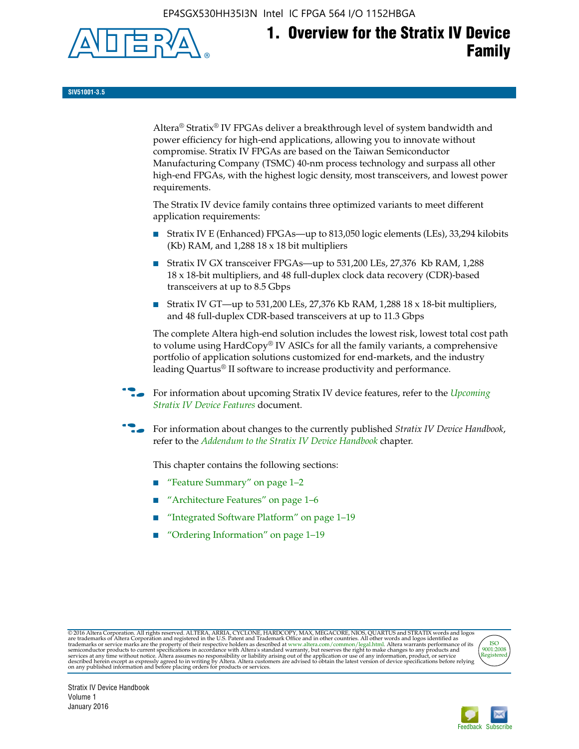# 1. Overview for the Stratix IV Device Family

**SIV51001-3.5**

Altera® Stratix® IV FPGAs deliver a breakthrough level of system bandwidth and power efficiency for high-end applications, allowing you to innovate without compromise. Stratix IV FPGAs are based on the Taiwan Semiconductor Manufacturing Company (TSMC) 40-nm process technology and surpass all other high-end FPGAs, with the highest logic density, most transceivers, and lowest power requirements.

The Stratix IV device family contains three optimized variants to meet different application requirements:

- Stratix IV E (Enhanced) FPGAs—up to 813,050 logic elements (LEs), 33,294 kilobits (Kb) RAM, and 1,288 18 x 18 bit multipliers
- Stratix IV GX transceiver FPGAs—up to 531,200 LEs, 27,376 Kb RAM, 1,288 18 x 18-bit multipliers, and 48 full-duplex clock data recovery (CDR)-based transceivers at up to 8.5 Gbps
- Stratix IV GT—up to 531,200 LEs, 27,376 Kb RAM, 1,288 18 x 18-bit multipliers, and 48 full-duplex CDR-based transceivers at up to 11.3 Gbps

The complete Altera high-end solution includes the lowest risk, lowest total cost path to volume using HardCopy® IV ASICs for all the family variants, a comprehensive portfolio of application solutions customized for end-markets, and the industry leading Quartus® II software to increase productivity and performance.

For information about upcoming Stratix IV device features, refer to the *Upcoming Stratix IV Device Features* document.

For information about changes to the currently published *Stratix IV Device Handbook*, refer to the *Addendum to the Stratix IV Device Handbook* chapter.

This chapter contains the following sections:

- "Feature Summary" on page 1–2
- "Architecture Features" on page 1–6
- "Integrated Software Platform" on page 1–19
- "Ordering Information" on page 1–19

© 2016 Altera Corporation. All rights reserved. ALTERA, ARRIA, CYCLONE, HARDCOPY, MAX, MEGACORE, NIOS, QUARTUS and STRATIX words and logos are trademarks of Altera Corporation and registered in the U.S. Patent and Trademark Office and in other countries. All other words and logos identified as trademarks or service marks are the property of their respective holders as described at www.altera.com/common/legal.html. Altera warrants performance of its semiconductor products to current specifications in accordance with Altera's standard warranty, but reserves the right to make changes to any products and services at any time without notice. Altera assumes no responsibility or liability arising out of the application or use of any information, product, or service described herein except as expressly agreed to in writing by Altera. Altera customers are advised to obtain the latest version of device specifications before relying on any published information and before placing orders for products or services.

ISO 9001:2008 Registered

Stratix IV Device Handbook
Volume 1
January 2016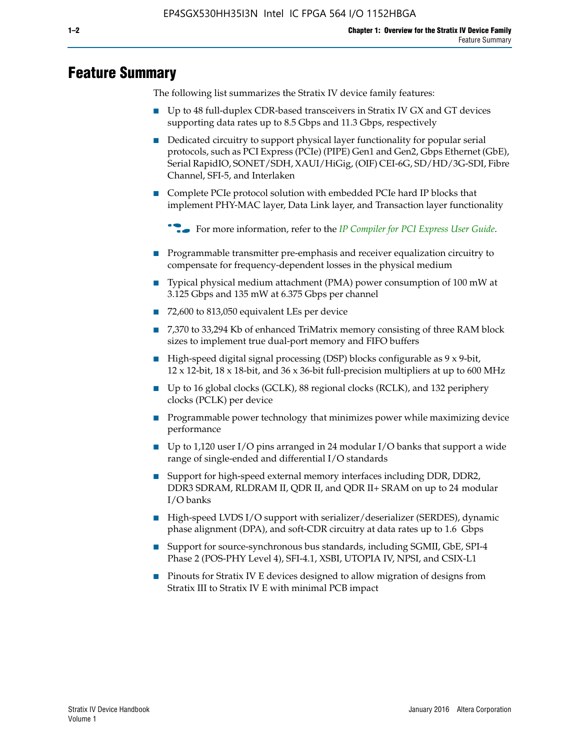# Feature Summary

The following list summarizes the Stratix IV device family features:

- Up to 48 full-duplex CDR-based transceivers in Stratix IV GX and GT devices supporting data rates up to 8.5 Gbps and 11.3 Gbps, respectively
- Dedicated circuitry to support physical layer functionality for popular serial protocols, such as PCI Express (PCIe) (PIPE) Gen1 and Gen2, Gbps Ethernet (GbE), Serial RapidIO, SONET/SDH, XAUI/HiGig, (OIF) CEI-6G, SD/HD/3G-SDI, Fibre Channel, SFI-5, and Interlaken
- Complete PCIe protocol solution with embedded PCIe hard IP blocks that implement PHY-MAC layer, Data Link layer, and Transaction layer functionality

  For more information, refer to the *IP Compiler for PCI Express User Guide*.

- Programmable transmitter pre-emphasis and receiver equalization circuitry to compensate for frequency-dependent losses in the physical medium
- Typical physical medium attachment (PMA) power consumption of 100 mW at 3.125 Gbps and 135 mW at 6.375 Gbps per channel
- 72,600 to 813,050 equivalent LEs per device
- 7,370 to 33,294 Kb of enhanced TriMatrix memory consisting of three RAM block sizes to implement true dual-port memory and FIFO buffers
- High-speed digital signal processing (DSP) blocks configurable as 9 x 9-bit, 12 x 12-bit, 18 x 18-bit, and 36 x 36-bit full-precision multipliers at up to 600 MHz
- Up to 16 global clocks (GCLK), 88 regional clocks (RCLK), and 132 periphery clocks (PCLK) per device
- Programmable power technology that minimizes power while maximizing device performance
- Up to 1,120 user I/O pins arranged in 24 modular I/O banks that support a wide range of single-ended and differential I/O standards
- Support for high-speed external memory interfaces including DDR, DDR2, DDR3 SDRAM, RLDRAM II, QDR II, and QDR II+ SRAM on up to 24 modular I/O banks
- High-speed LVDS I/O support with serializer/deserializer (SERDES), dynamic phase alignment (DPA), and soft-CDR circuitry at data rates up to 1.6 Gbps
- Support for source-synchronous bus standards, including SGMII, GbE, SPI-4 Phase 2 (POS-PHY Level 4), SFI-4.1, XSBI, UTOPIA IV, NPSI, and CSIX-L1
- Pinouts for Stratix IV E devices designed to allow migration of designs from Stratix III to Stratix IV E with minimal PCB impact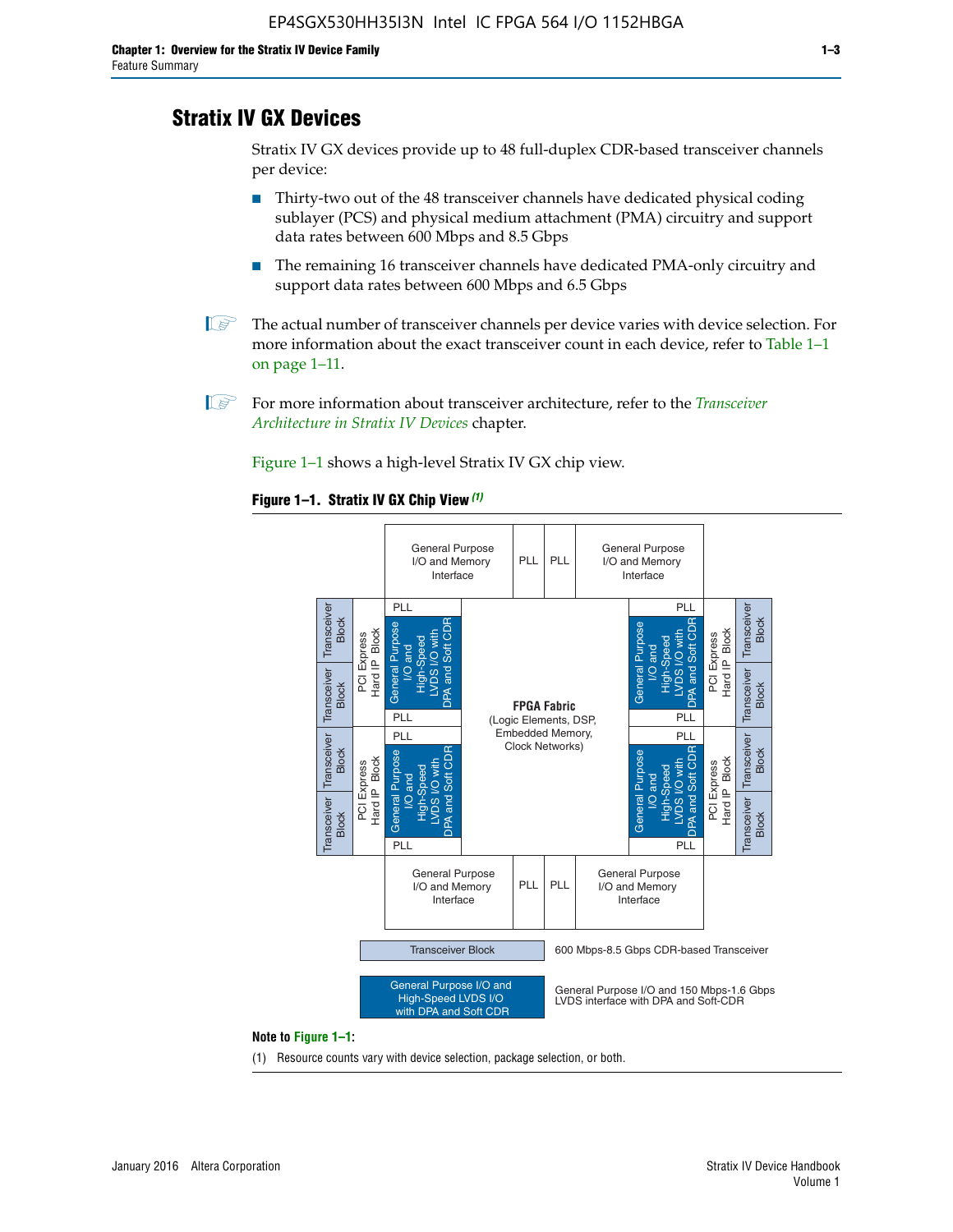## Stratix IV GX Devices

Stratix IV GX devices provide up to 48 full-duplex CDR-based transceiver channels per device:

- Thirty-two out of the 48 transceiver channels have dedicated physical coding sublayer (PCS) and physical medium attachment (PMA) circuitry and support data rates between 600 Mbps and 8.5 Gbps
- The remaining 16 transceiver channels have dedicated PMA-only circuitry and support data rates between 600 Mbps and 6.5 Gbps

The actual number of transceiver channels per device varies with device selection. For more information about the exact transceiver count in each device, refer to Table 1–1 on page 1–11.

For more information about transceiver architecture, refer to the *Transceiver Architecture in Stratix IV Devices* chapter.

Figure 1–1 shows a high-level Stratix IV GX chip view.

**Figure 1–1. Stratix IV GX Chip View** *(1)*

Transceiver Block — 600 Mbps-8.5 Gbps CDR-based Transceiver

General Purpose I/O and High-Speed LVDS I/O with DPA and Soft CDR — General Purpose I/O and 150 Mbps-1.6 Gbps LVDS interface with DPA and Soft-CDR

**Note to Figure 1–1:**

(1) Resource counts vary with device selection, package selection, or both.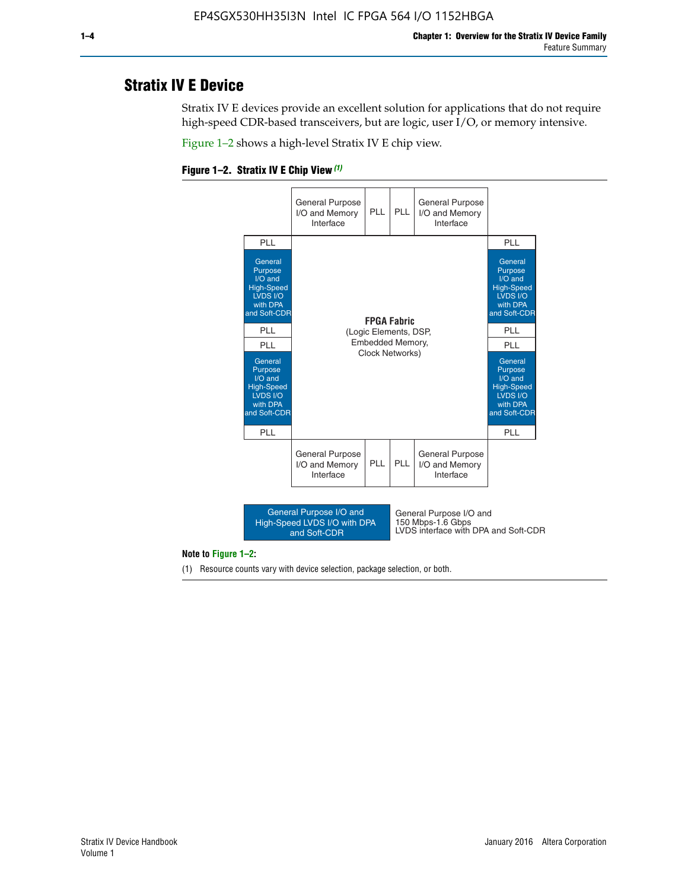## Stratix IV E Device

Stratix IV E devices provide an excellent solution for applications that do not require high-speed CDR-based transceivers, but are logic, user I/O, or memory intensive.

Figure 1–2 shows a high-level Stratix IV E chip view.

**Figure 1–2. Stratix IV E Chip View** *(1)*

| | General Purpose I/O and Memory Interface | PLL | PLL | General Purpose I/O and Memory Interface | |
|---|---|---|---|---|---|
| PLL | | | | | PLL |
| General Purpose I/O and High-Speed LVDS I/O with DPA and Soft-CDR | | | | | General Purpose I/O and High-Speed LVDS I/O with DPA and Soft-CDR |
| PLL | | **FPGA Fabric** (Logic Elements, DSP, Embedded Memory, Clock Networks) | | | PLL |
| PLL | | | | | PLL |
| General Purpose I/O and High-Speed LVDS I/O with DPA and Soft-CDR | | | | | General Purpose I/O and High-Speed LVDS I/O with DPA and Soft-CDR |
| PLL | | | | | PLL |
| | General Purpose I/O and Memory Interface | PLL | PLL | General Purpose I/O and Memory Interface | |

Legend: General Purpose I/O and High-Speed LVDS I/O with DPA and Soft-CDR — General Purpose I/O and 150 Mbps-1.6 Gbps LVDS interface with DPA and Soft-CDR

**Note to Figure 1–2:**

(1) Resource counts vary with device selection, package selection, or both.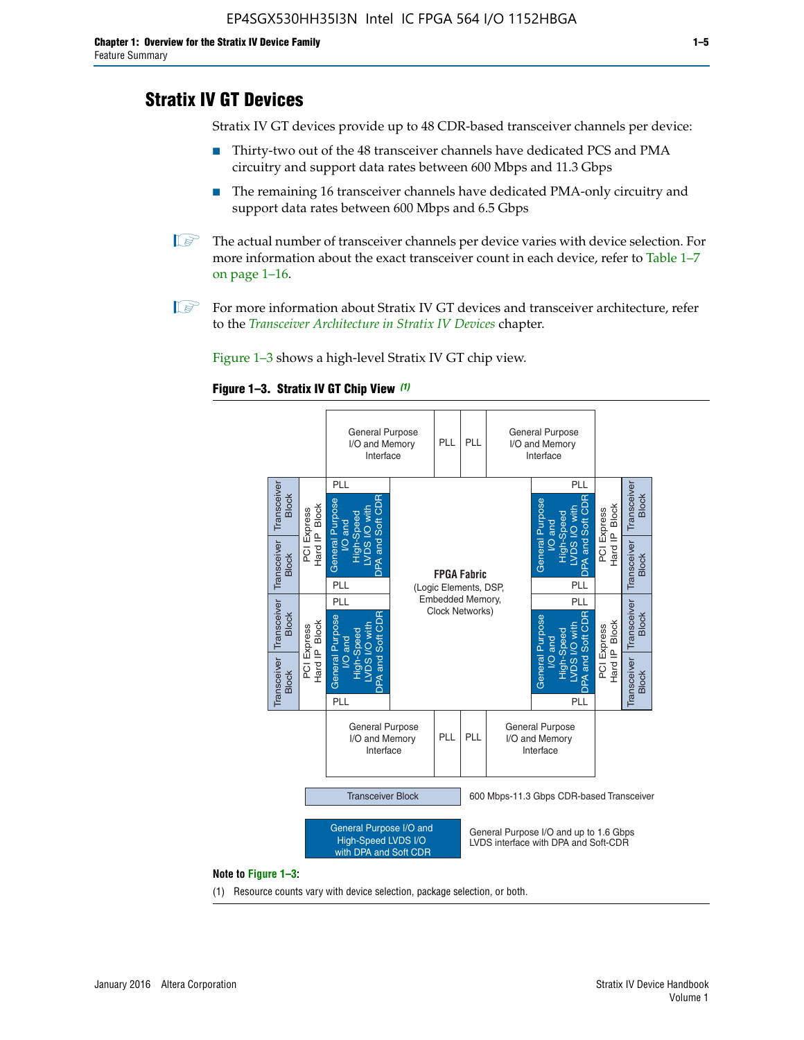## Stratix IV GT Devices

Stratix IV GT devices provide up to 48 CDR-based transceiver channels per device:

- Thirty-two out of the 48 transceiver channels have dedicated PCS and PMA circuitry and support data rates between 600 Mbps and 11.3 Gbps
- The remaining 16 transceiver channels have dedicated PMA-only circuitry and support data rates between 600 Mbps and 6.5 Gbps

The actual number of transceiver channels per device varies with device selection. For more information about the exact transceiver count in each device, refer to Table 1–7 on page 1–16.

For more information about Stratix IV GT devices and transceiver architecture, refer to the *Transceiver Architecture in Stratix IV Devices* chapter.

Figure 1–3 shows a high-level Stratix IV GT chip view.

**Figure 1–3. Stratix IV GT Chip View** *(1)*

**Note to Figure 1–3:**

(1) Resource counts vary with device selection, package selection, or both.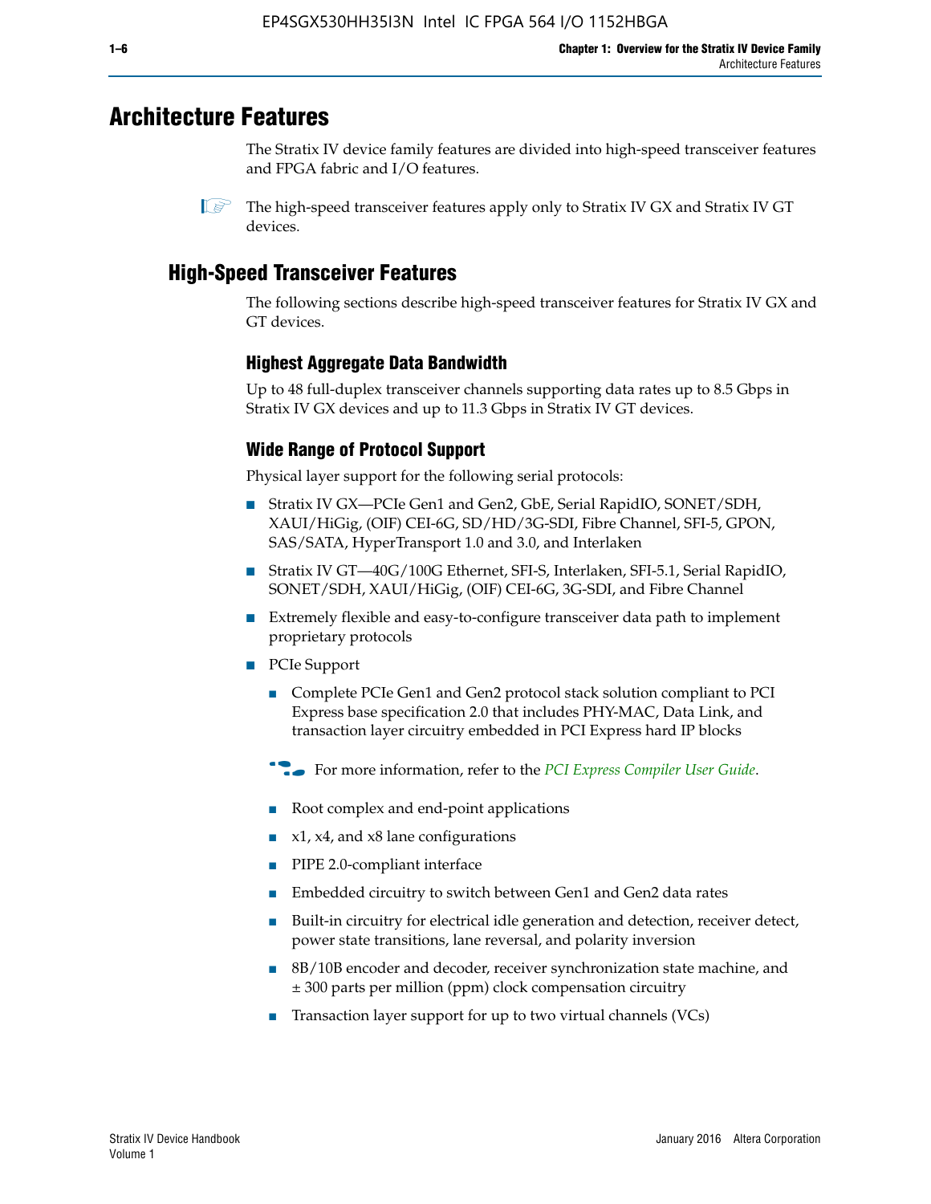# Architecture Features

The Stratix IV device family features are divided into high-speed transceiver features and FPGA fabric and I/O features.

The high-speed transceiver features apply only to Stratix IV GX and Stratix IV GT devices.

## High-Speed Transceiver Features

The following sections describe high-speed transceiver features for Stratix IV GX and GT devices.

### Highest Aggregate Data Bandwidth

Up to 48 full-duplex transceiver channels supporting data rates up to 8.5 Gbps in Stratix IV GX devices and up to 11.3 Gbps in Stratix IV GT devices.

### Wide Range of Protocol Support

Physical layer support for the following serial protocols:

- Stratix IV GX—PCIe Gen1 and Gen2, GbE, Serial RapidIO, SONET/SDH, XAUI/HiGig, (OIF) CEI-6G, SD/HD/3G-SDI, Fibre Channel, SFI-5, GPON, SAS/SATA, HyperTransport 1.0 and 3.0, and Interlaken
- Stratix IV GT—40G/100G Ethernet, SFI-S, Interlaken, SFI-5.1, Serial RapidIO, SONET/SDH, XAUI/HiGig, (OIF) CEI-6G, 3G-SDI, and Fibre Channel
- Extremely flexible and easy-to-configure transceiver data path to implement proprietary protocols
- PCIe Support
  - Complete PCIe Gen1 and Gen2 protocol stack solution compliant to PCI Express base specification 2.0 that includes PHY-MAC, Data Link, and transaction layer circuitry embedded in PCI Express hard IP blocks

  For more information, refer to the *PCI Express Compiler User Guide*.

  - Root complex and end-point applications
  - x1, x4, and x8 lane configurations
  - PIPE 2.0-compliant interface
  - Embedded circuitry to switch between Gen1 and Gen2 data rates
  - Built-in circuitry for electrical idle generation and detection, receiver detect, power state transitions, lane reversal, and polarity inversion
  - 8B/10B encoder and decoder, receiver synchronization state machine, and ± 300 parts per million (ppm) clock compensation circuitry
  - Transaction layer support for up to two virtual channels (VCs)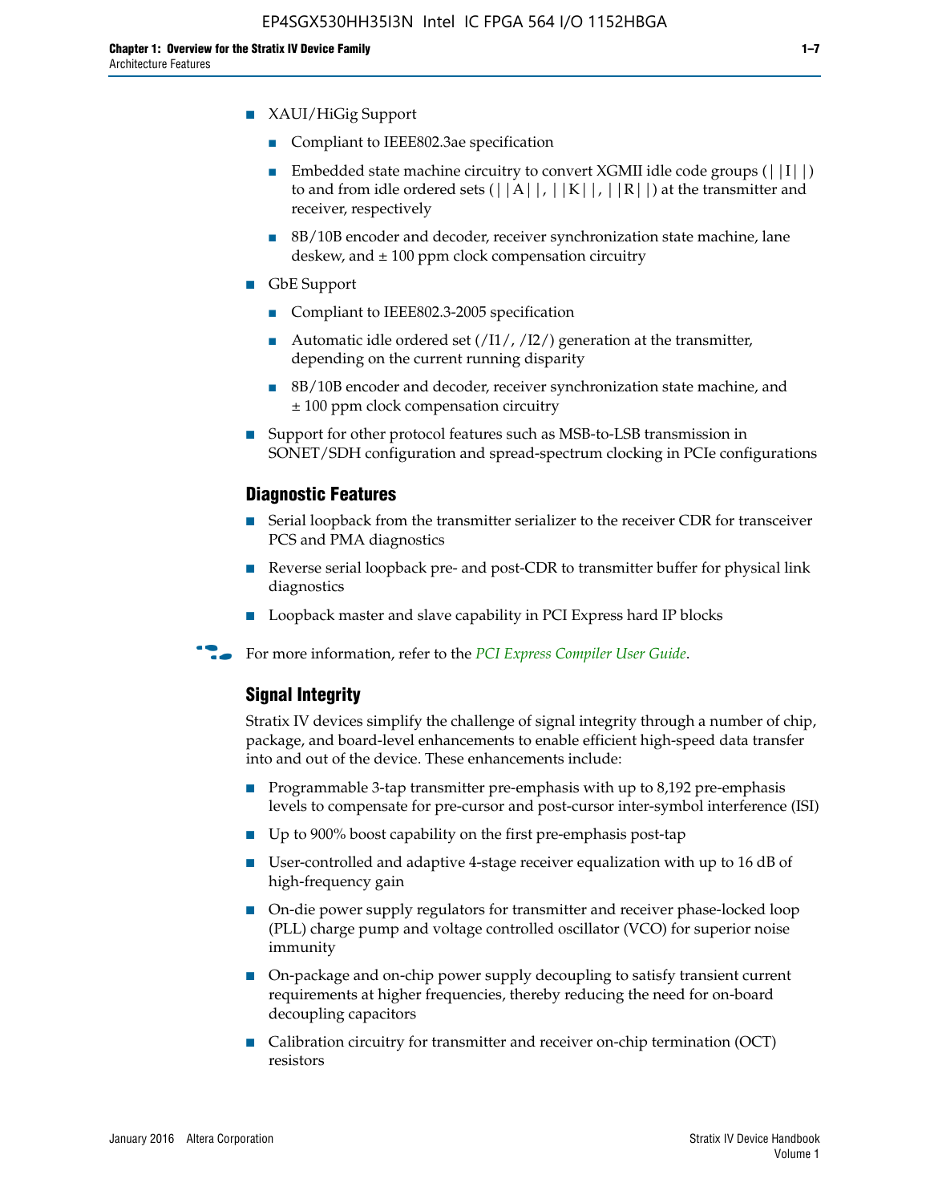- XAUI/HiGig Support
  - Compliant to IEEE802.3ae specification
  - Embedded state machine circuitry to convert XGMII idle code groups (||I||) to and from idle ordered sets (||A||, ||K||, ||R||) at the transmitter and receiver, respectively
  - 8B/10B encoder and decoder, receiver synchronization state machine, lane deskew, and ± 100 ppm clock compensation circuitry
- GbE Support
  - Compliant to IEEE802.3-2005 specification
  - Automatic idle ordered set (/I1/, /I2/) generation at the transmitter, depending on the current running disparity
  - 8B/10B encoder and decoder, receiver synchronization state machine, and ± 100 ppm clock compensation circuitry
- Support for other protocol features such as MSB-to-LSB transmission in SONET/SDH configuration and spread-spectrum clocking in PCIe configurations

### Diagnostic Features

- Serial loopback from the transmitter serializer to the receiver CDR for transceiver PCS and PMA diagnostics
- Reverse serial loopback pre- and post-CDR to transmitter buffer for physical link diagnostics
- Loopback master and slave capability in PCI Express hard IP blocks

For more information, refer to the *PCI Express Compiler User Guide*.

### Signal Integrity

Stratix IV devices simplify the challenge of signal integrity through a number of chip, package, and board-level enhancements to enable efficient high-speed data transfer into and out of the device. These enhancements include:

- Programmable 3-tap transmitter pre-emphasis with up to 8,192 pre-emphasis levels to compensate for pre-cursor and post-cursor inter-symbol interference (ISI)
- Up to 900% boost capability on the first pre-emphasis post-tap
- User-controlled and adaptive 4-stage receiver equalization with up to 16 dB of high-frequency gain
- On-die power supply regulators for transmitter and receiver phase-locked loop (PLL) charge pump and voltage controlled oscillator (VCO) for superior noise immunity
- On-package and on-chip power supply decoupling to satisfy transient current requirements at higher frequencies, thereby reducing the need for on-board decoupling capacitors
- Calibration circuitry for transmitter and receiver on-chip termination (OCT) resistors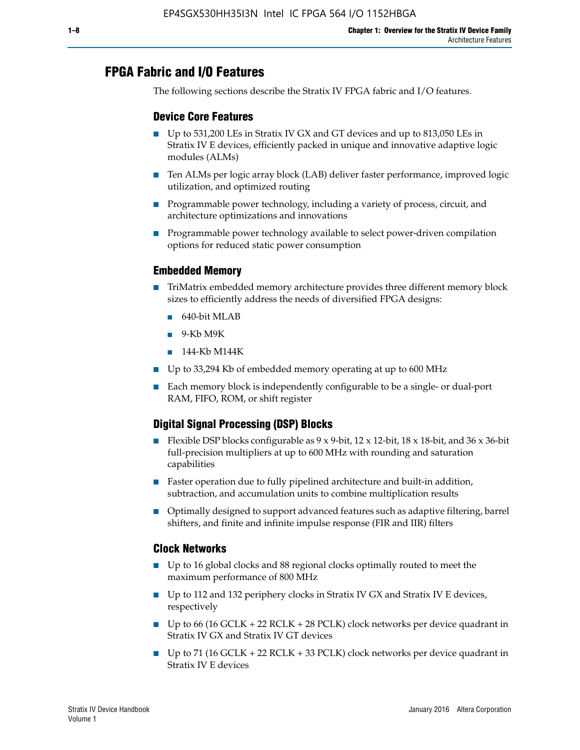## FPGA Fabric and I/O Features

The following sections describe the Stratix IV FPGA fabric and I/O features.

### Device Core Features

- Up to 531,200 LEs in Stratix IV GX and GT devices and up to 813,050 LEs in Stratix IV E devices, efficiently packed in unique and innovative adaptive logic modules (ALMs)
- Ten ALMs per logic array block (LAB) deliver faster performance, improved logic utilization, and optimized routing
- Programmable power technology, including a variety of process, circuit, and architecture optimizations and innovations
- Programmable power technology available to select power-driven compilation options for reduced static power consumption

### Embedded Memory

- TriMatrix embedded memory architecture provides three different memory block sizes to efficiently address the needs of diversified FPGA designs:
  - 640-bit MLAB
  - 9-Kb M9K
  - 144-Kb M144K
- Up to 33,294 Kb of embedded memory operating at up to 600 MHz
- Each memory block is independently configurable to be a single- or dual-port RAM, FIFO, ROM, or shift register

### Digital Signal Processing (DSP) Blocks

- Flexible DSP blocks configurable as 9 x 9-bit, 12 x 12-bit, 18 x 18-bit, and 36 x 36-bit full-precision multipliers at up to 600 MHz with rounding and saturation capabilities
- Faster operation due to fully pipelined architecture and built-in addition, subtraction, and accumulation units to combine multiplication results
- Optimally designed to support advanced features such as adaptive filtering, barrel shifters, and finite and infinite impulse response (FIR and IIR) filters

### Clock Networks

- Up to 16 global clocks and 88 regional clocks optimally routed to meet the maximum performance of 800 MHz
- Up to 112 and 132 periphery clocks in Stratix IV GX and Stratix IV E devices, respectively
- Up to 66 (16 GCLK + 22 RCLK + 28 PCLK) clock networks per device quadrant in Stratix IV GX and Stratix IV GT devices
- Up to 71 (16 GCLK + 22 RCLK + 33 PCLK) clock networks per device quadrant in Stratix IV E devices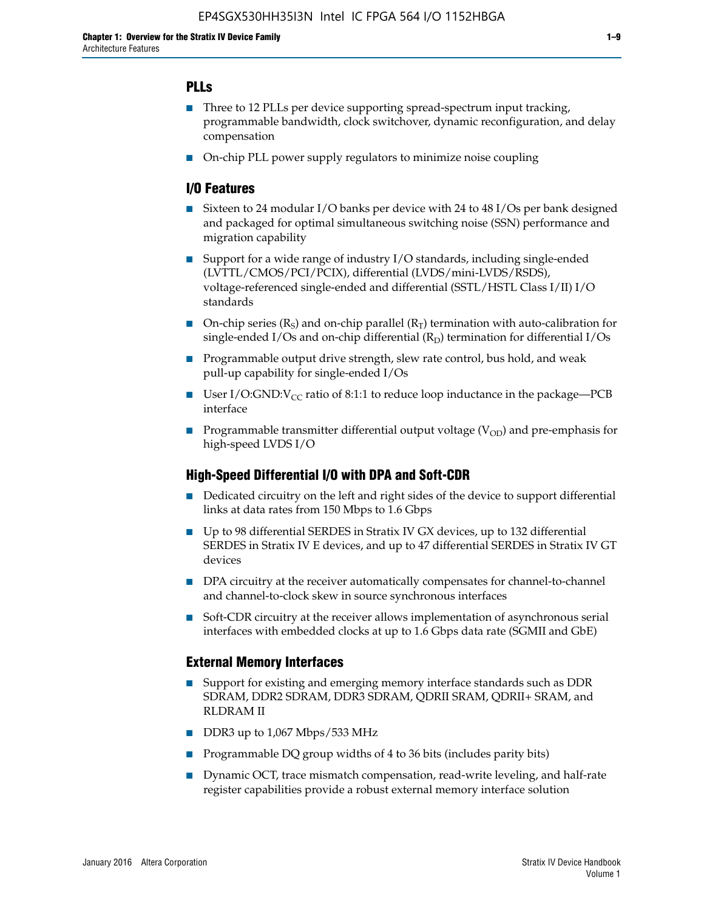## PLLs

- Three to 12 PLLs per device supporting spread-spectrum input tracking, programmable bandwidth, clock switchover, dynamic reconfiguration, and delay compensation
- On-chip PLL power supply regulators to minimize noise coupling

## I/O Features

- Sixteen to 24 modular I/O banks per device with 24 to 48 I/Os per bank designed and packaged for optimal simultaneous switching noise (SSN) performance and migration capability
- Support for a wide range of industry I/O standards, including single-ended (LVTTL/CMOS/PCI/PCIX), differential (LVDS/mini-LVDS/RSDS), voltage-referenced single-ended and differential (SSTL/HSTL Class I/II) I/O standards
- On-chip series ($R_S$) and on-chip parallel ($R_T$) termination with auto-calibration for single-ended I/Os and on-chip differential ($R_D$) termination for differential I/Os
- Programmable output drive strength, slew rate control, bus hold, and weak pull-up capability for single-ended I/Os
- User I/O:GND:$V_{CC}$ ratio of 8:1:1 to reduce loop inductance in the package—PCB interface
- Programmable transmitter differential output voltage ($V_{OD}$) and pre-emphasis for high-speed LVDS I/O

## High-Speed Differential I/O with DPA and Soft-CDR

- Dedicated circuitry on the left and right sides of the device to support differential links at data rates from 150 Mbps to 1.6 Gbps
- Up to 98 differential SERDES in Stratix IV GX devices, up to 132 differential SERDES in Stratix IV E devices, and up to 47 differential SERDES in Stratix IV GT devices
- DPA circuitry at the receiver automatically compensates for channel-to-channel and channel-to-clock skew in source synchronous interfaces
- Soft-CDR circuitry at the receiver allows implementation of asynchronous serial interfaces with embedded clocks at up to 1.6 Gbps data rate (SGMII and GbE)

## External Memory Interfaces

- Support for existing and emerging memory interface standards such as DDR SDRAM, DDR2 SDRAM, DDR3 SDRAM, QDRII SRAM, QDRII+ SRAM, and RLDRAM II
- DDR3 up to 1,067 Mbps/533 MHz
- Programmable DQ group widths of 4 to 36 bits (includes parity bits)
- Dynamic OCT, trace mismatch compensation, read-write leveling, and half-rate register capabilities provide a robust external memory interface solution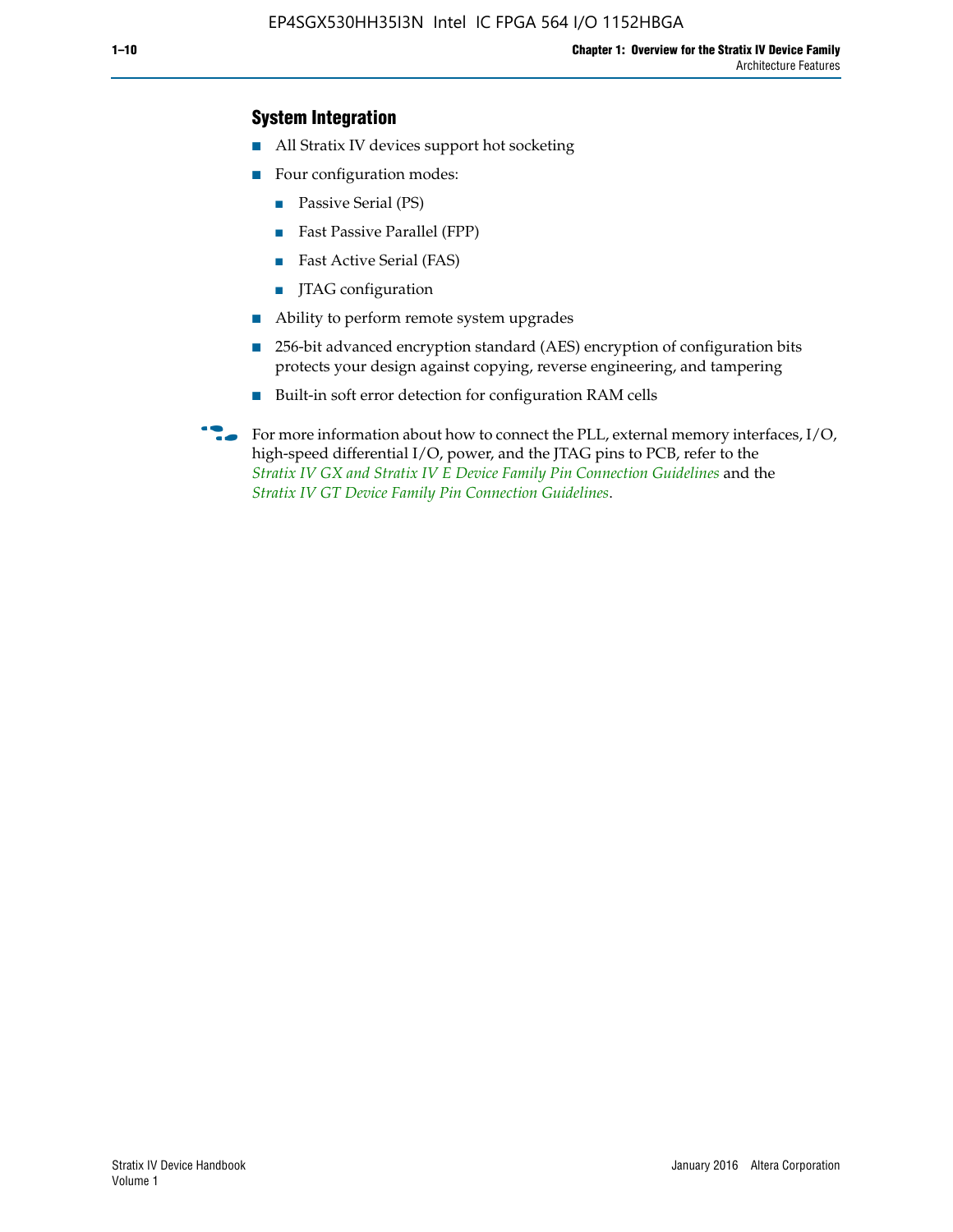## System Integration

- All Stratix IV devices support hot socketing
- Four configuration modes:
  - Passive Serial (PS)
  - Fast Passive Parallel (FPP)
  - Fast Active Serial (FAS)
  - JTAG configuration
- Ability to perform remote system upgrades
- 256-bit advanced encryption standard (AES) encryption of configuration bits protects your design against copying, reverse engineering, and tampering
- Built-in soft error detection for configuration RAM cells

For more information about how to connect the PLL, external memory interfaces, I/O, high-speed differential I/O, power, and the JTAG pins to PCB, refer to the *Stratix IV GX and Stratix IV E Device Family Pin Connection Guidelines* and the *Stratix IV GT Device Family Pin Connection Guidelines*.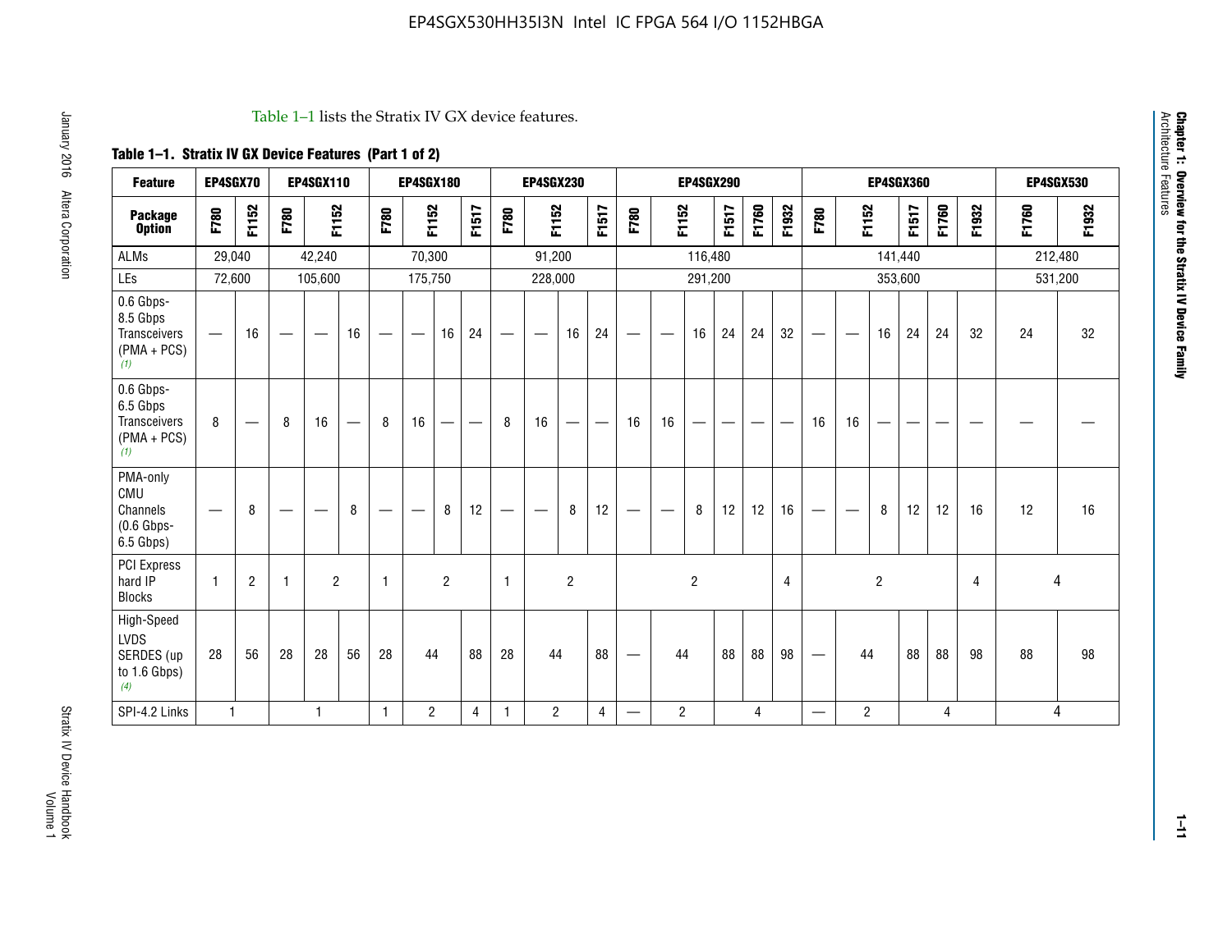Table 1–1 lists the Stratix IV GX device features.

**Table 1–1. Stratix IV GX Device Features (Part 1 of 2)**

| Feature | EP4SGX70 | | EP4SGX110 | | | EP4SGX180 | | | | EP4SGX230 | | | | EP4SGX290 | | | | | | EP4SGX360 | | | | | | EP4SGX530 | |
|---|---|---|---|---|---|---|---|---|---|---|---|---|---|---|---|---|---|---|---|---|---|---|---|---|---|---|---|
| **Package Option** | F780 | F1152 | F780 | F1152 | | F780 | F1152 | | F1517 | F780 | F1152 | | F1517 | F780 | F1152 | | F1517 | F1760 | F1932 | F780 | F1152 | | F1517 | F1760 | F1932 | F1760 | F1932 |
| ALMs | 29,040 | | 42,240 | | | 70,300 | | | | 91,200 | | | | 116,480 | | | | | | 141,440 | | | | | | 212,480 | |
| LEs | 72,600 | | 105,600 | | | 175,750 | | | | 228,000 | | | | 291,200 | | | | | | 353,600 | | | | | | 531,200 | |
| 0.6 Gbps-8.5 Gbps Transceivers (PMA + PCS) (1) | — | 16 | — | — | 16 | — | — | 16 | 24 | — | — | 16 | 24 | — | — | 16 | 24 | 24 | 32 | — | — | 16 | 24 | 24 | 32 | 24 | 32 |
| 0.6 Gbps-6.5 Gbps Transceivers (PMA + PCS) (1) | 8 | — | 8 | 16 | — | 8 | 16 | — | — | 8 | 16 | — | — | 16 | 16 | — | — | — | — | 16 | 16 | — | — | — | — | — | — |
| PMA-only CMU Channels (0.6 Gbps-6.5 Gbps) | — | 8 | — | — | 8 | — | — | 8 | 12 | — | — | 8 | 12 | — | — | 8 | 12 | 12 | 16 | — | — | 8 | 12 | 12 | 16 | 12 | 16 |
| PCI Express hard IP Blocks | 1 | 2 | 1 | 2 | | 1 | 2 | | | 1 | 2 | | | 2 | | | | | 4 | 2 | | | | | 4 | 4 | |
| High-Speed LVDS SERDES (up to 1.6 Gbps) (4) | 28 | 56 | 28 | 28 | 56 | 28 | 44 | | 88 | 28 | 44 | | 88 | — | 44 | | 88 | 88 | 98 | — | 44 | | 88 | 88 | 98 | 88 | 98 |
| SPI-4.2 Links | 1 | | 1 | | | 1 | 2 | | 4 | 1 | 2 | | 4 | — | 2 | | 4 | | | — | 2 | | 4 | | | 4 | |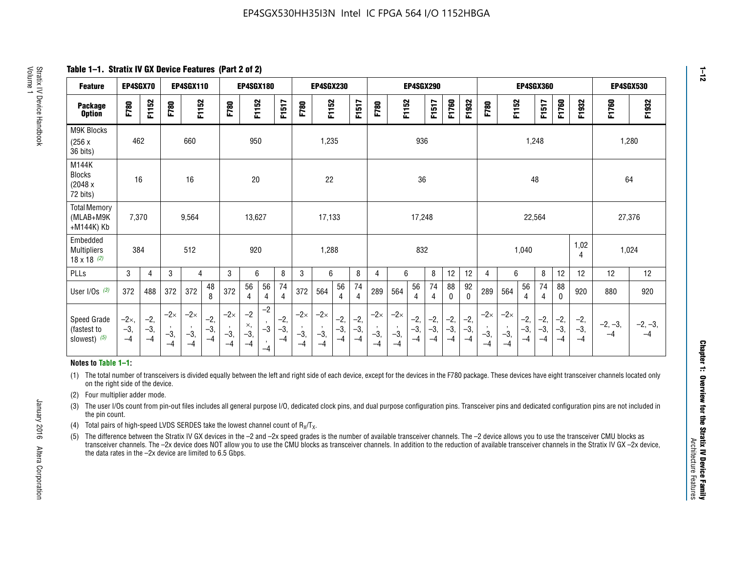## Table 1–1. Stratix IV GX Device Features (Part 2 of 2)

| Feature | EP4SGX70 | | EP4SGX110 | | | EP4SGX180 | | | | EP4SGX230 | | | | EP4SGX290 | | | | | | EP4SGX360 | | | | | | EP4SGX530 | |
|---|---|---|---|---|---|---|---|---|---|---|---|---|---|---|---|---|---|---|---|---|---|---|---|---|---|---|---|
| Package Option | F780 | F1152 | F780 | F1152 | | F780 | F1152 | | F1517 | F780 | F1152 | | F1517 | F780 | F1152 | | F1517 | F1760 | F1932 | F780 | F1152 | | F1517 | F1760 | F1932 | F1760 | F1932 |
| M9K Blocks (256 x 36 bits) | 462 | | 660 | | | 950 | | | | 1,235 | | | | 936 | | | | | | 1,248 | | | | | | 1,280 | |
| M144K Blocks (2048 x 72 bits) | 16 | | 16 | | | 20 | | | | 22 | | | | 36 | | | | | | 48 | | | | | | 64 | |
| Total Memory (MLAB+M9K +M144K) Kb | 7,370 | | 9,564 | | | 13,627 | | | | 17,133 | | | | 17,248 | | | | | | 22,564 | | | | | | 27,376 | |
| Embedded Multipliers 18 x 18 (2) | 384 | | 512 | | | 920 | | | | 1,288 | | | | 832 | | | | | | 1,040 | | | | | 1,024 | 1,024 | |
| PLLs | 3 | 4 | 3 | 4 | | 3 | 6 | | 8 | 3 | 6 | | 8 | 4 | 6 | | 8 | 12 | 12 | 4 | 6 | | 8 | 12 | 12 | 12 | 12 |
| User I/Os (3) | 372 | 488 | 372 | 372 | 488 | 372 | 564 | 564 | 744 | 372 | 564 | 564 | 744 | 289 | 564 | 564 | 744 | 880 | 920 | 289 | 564 | 564 | 744 | 880 | 920 | 880 | 920 |
| Speed Grade (fastest to slowest) (5) | –2×, –3, –4 | –2, –3, –4 | –2×, –3, –4 | –2×, –3, –4 | –2, –3, –4 | –2×, –3, –4 | –2×, –3, –4 | –2, –3, –4 | –2, –3, –4 | –2×, –3, –4 | –2×, –3, –4 | –2, –3, –4 | –2, –3, –4 | –2×, –3, –4 | –2×, –3, –4 | –2, –3, –4 | –2, –3, –4 | –2, –3, –4 | –2, –3, –4 | –2×, –3, –4 | –2×, –3, –4 | –2, –3, –4 | –2, –3, –4 | –2, –3, –4 | –2, –3, –4 | –2, –3, –4 | –2, –3, –4 |

**Notes to Table 1–1:**

(1) The total number of transceivers is divided equally between the left and right side of each device, except for the devices in the F780 package. These devices have eight transceiver channels located only on the right side of the device.

(2) Four multiplier adder mode.

(3) The user I/Os count from pin-out files includes all general purpose I/O, dedicated clock pins, and dual purpose configuration pins. Transceiver pins and dedicated configuration pins are not included in the pin count.

(4) Total pairs of high-speed LVDS SERDES take the lowest channel count of $R_X/T_X$.

(5) The difference between the Stratix IV GX devices in the –2 and –2x speed grades is the number of available transceiver channels. The –2 device allows you to use the transceiver CMU blocks as transceiver channels. The –2x device does NOT allow you to use the CMU blocks as transceiver channels. In addition to the reduction of available transceiver channels in the Stratix IV GX –2x device, the data rates in the –2x device are limited to 6.5 Gbps.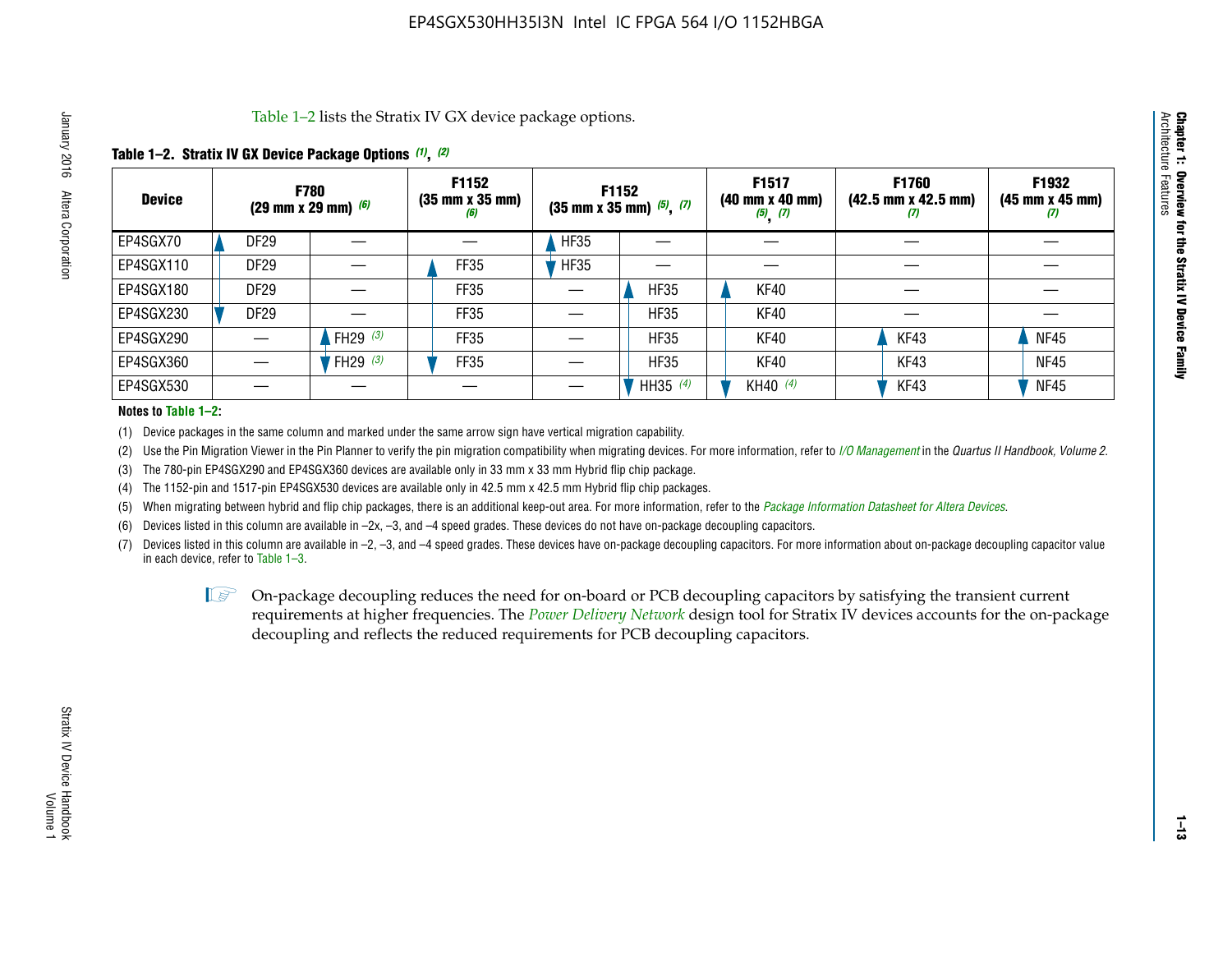Table 1–2 lists the Stratix IV GX device package options.

**Table 1–2. Stratix IV GX Device Package Options (1), (2)**

| Device | F780 (29 mm x 29 mm) (6) | | F1152 (35 mm x 35 mm) (6) | F1152 (35 mm x 35 mm) (5), (7) | | F1517 (40 mm x 40 mm) (5), (7) | F1760 (42.5 mm x 42.5 mm) (7) | F1932 (45 mm x 45 mm) (7) |
|---|---|---|---|---|---|---|---|---|
| EP4SGX70 | DF29 | — | — | HF35 | — | — | — | — |
| EP4SGX110 | DF29 | — | FF35 | HF35 | — | — | — | — |
| EP4SGX180 | DF29 | — | FF35 | — | HF35 | KF40 | — | — |
| EP4SGX230 | DF29 | — | FF35 | — | HF35 | KF40 | — | — |
| EP4SGX290 | — | FH29 (3) | FF35 | — | HF35 | KF40 | KF43 | NF45 |
| EP4SGX360 | — | FH29 (3) | FF35 | — | HF35 | KF40 | KF43 | NF45 |
| EP4SGX530 | — | — | — | — | HH35 (4) | KH40 (4) | KF43 | NF45 |

**Notes to Table 1–2:**

(1) Device packages in the same column and marked under the same arrow sign have vertical migration capability.

(2) Use the Pin Migration Viewer in the Pin Planner to verify the pin migration compatibility when migrating devices. For more information, refer to *I/O Management* in the *Quartus II Handbook, Volume 2*.

(3) The 780-pin EP4SGX290 and EP4SGX360 devices are available only in 33 mm x 33 mm Hybrid flip chip package.

(4) The 1152-pin and 1517-pin EP4SGX530 devices are available only in 42.5 mm x 42.5 mm Hybrid flip chip packages.

(5) When migrating between hybrid and flip chip packages, there is an additional keep-out area. For more information, refer to the *Package Information Datasheet for Altera Devices*.

(6) Devices listed in this column are available in –2x, –3, and –4 speed grades. These devices do not have on-package decoupling capacitors.

(7) Devices listed in this column are available in –2, –3, and –4 speed grades. These devices have on-package decoupling capacitors. For more information about on-package decoupling capacitor value in each device, refer to Table 1–3.

On-package decoupling reduces the need for on-board or PCB decoupling capacitors by satisfying the transient current requirements at higher frequencies. The *Power Delivery Network* design tool for Stratix IV devices accounts for the on-package decoupling and reflects the reduced requirements for PCB decoupling capacitors.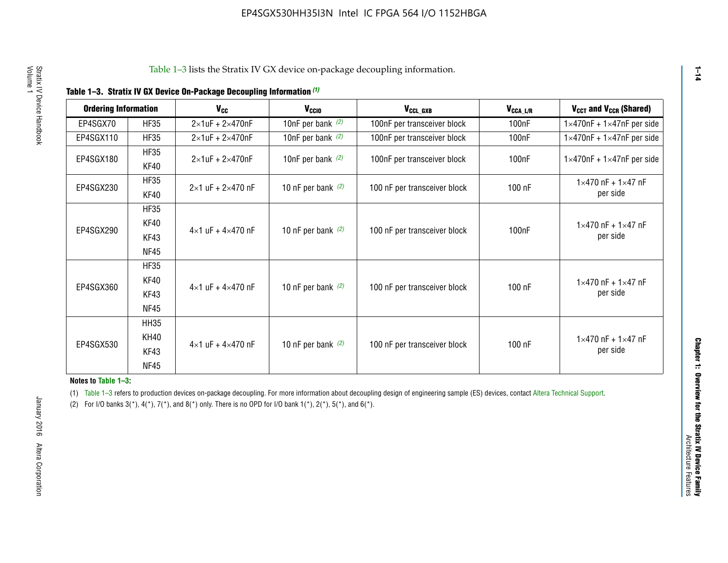Table 1–3 lists the Stratix IV GX device on-package decoupling information.

**Table 1–3. Stratix IV GX Device On-Package Decoupling Information (1)**

| Ordering Information | | $V_{CC}$ | $V_{CCIO}$ | $V_{CCL\_GXB}$ | $V_{CCA\_L/R}$ | $V_{CCT}$ and $V_{CCR}$ (Shared) |
|---|---|---|---|---|---|---|
| EP4SGX70 | HF35 | 2×1uF + 2×470nF | 10nF per bank (2) | 100nF per transceiver block | 100nF | 1×470nF + 1×47nF per side |
| EP4SGX110 | HF35 | 2×1uF + 2×470nF | 10nF per bank (2) | 100nF per transceiver block | 100nF | 1×470nF + 1×47nF per side |
| EP4SGX180 | HF35<br>KF40 | 2×1uF + 2×470nF | 10nF per bank (2) | 100nF per transceiver block | 100nF | 1×470nF + 1×47nF per side |
| EP4SGX230 | HF35<br>KF40 | 2×1 uF + 2×470 nF | 10 nF per bank (2) | 100 nF per transceiver block | 100 nF | 1×470 nF + 1×47 nF per side |
| EP4SGX290 | HF35<br>KF40<br>KF43<br>NF45 | 4×1 uF + 4×470 nF | 10 nF per bank (2) | 100 nF per transceiver block | 100nF | 1×470 nF + 1×47 nF per side |
| EP4SGX360 | HF35<br>KF40<br>KF43<br>NF45 | 4×1 uF + 4×470 nF | 10 nF per bank (2) | 100 nF per transceiver block | 100 nF | 1×470 nF + 1×47 nF per side |
| EP4SGX530 | HH35<br>KH40<br>KF43<br>NF45 | 4×1 uF + 4×470 nF | 10 nF per bank (2) | 100 nF per transceiver block | 100 nF | 1×470 nF + 1×47 nF per side |

**Notes to Table 1–3:**

(1) Table 1–3 refers to production devices on-package decoupling. For more information about decoupling design of engineering sample (ES) devices, contact Altera Technical Support.

(2) For I/O banks 3(*), 4(*), 7(*), and 8(*) only. There is no OPD for I/O bank 1(*), 2(*), 5(*), and 6(*).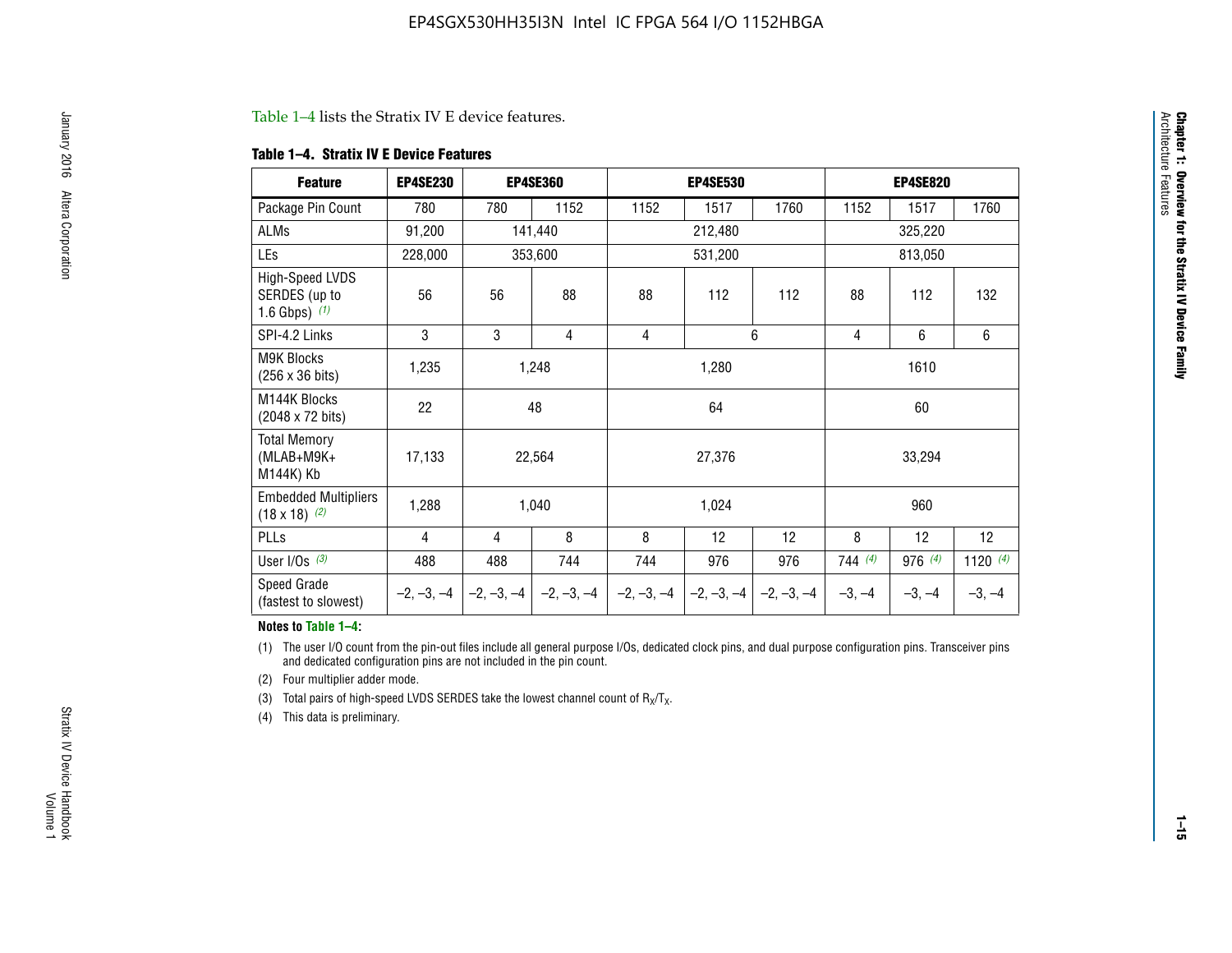Table 1–4 lists the Stratix IV E device features.

**Table 1–4. Stratix IV E Device Features**

| Feature | EP4SE230 | EP4SE360 | | EP4SE530 | | | EP4SE820 | | |
|---|---|---|---|---|---|---|---|---|---|
| Package Pin Count | 780 | 780 | 1152 | 1152 | 1517 | 1760 | 1152 | 1517 | 1760 |
| ALMs | 91,200 | 141,440 | | 212,480 | | | 325,220 | | |
| LEs | 228,000 | 353,600 | | 531,200 | | | 813,050 | | |
| High-Speed LVDS SERDES (up to 1.6 Gbps) (1) | 56 | 56 | 88 | 88 | 112 | 112 | 88 | 112 | 132 |
| SPI-4.2 Links | 3 | 3 | 4 | 4 | 6 | | 4 | 6 | 6 |
| M9K Blocks (256 x 36 bits) | 1,235 | 1,248 | | 1,280 | | | 1610 | | |
| M144K Blocks (2048 x 72 bits) | 22 | 48 | | 64 | | | 60 | | |
| Total Memory (MLAB+M9K+ M144K) Kb | 17,133 | 22,564 | | 27,376 | | | 33,294 | | |
| Embedded Multipliers (18 x 18) (2) | 1,288 | 1,040 | | 1,024 | | | 960 | | |
| PLLs | 4 | 4 | 8 | 8 | 12 | 12 | 8 | 12 | 12 |
| User I/Os (3) | 488 | 488 | 744 | 744 | 976 | 976 | 744 (4) | 976 (4) | 1120 (4) |
| Speed Grade (fastest to slowest) | –2, –3, –4 | –2, –3, –4 | –2, –3, –4 | –2, –3, –4 | –2, –3, –4 | –2, –3, –4 | –3, –4 | –3, –4 | –3, –4 |

**Notes to Table 1–4:**

(1) The user I/O count from the pin-out files include all general purpose I/Os, dedicated clock pins, and dual purpose configuration pins. Transceiver pins and dedicated configuration pins are not included in the pin count.

(2) Four multiplier adder mode.

(3) Total pairs of high-speed LVDS SERDES take the lowest channel count of $R_X/T_X$.

(4) This data is preliminary.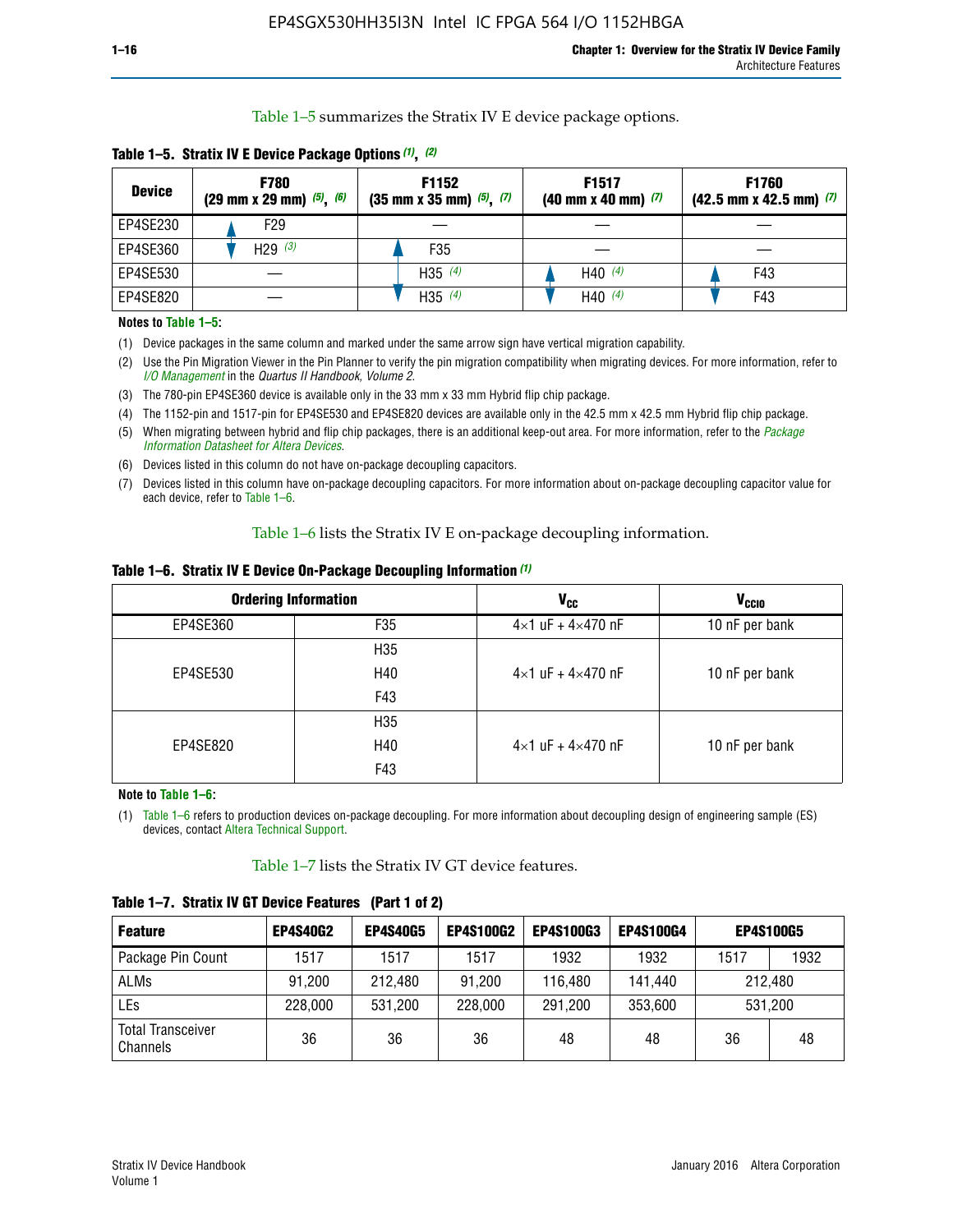Table 1–5 summarizes the Stratix IV E device package options.

**Table 1–5. Stratix IV E Device Package Options (1), (2)**

| Device | F780 (29 mm x 29 mm) (5), (6) | F1152 (35 mm x 35 mm) (5), (7) | F1517 (40 mm x 40 mm) (7) | F1760 (42.5 mm x 42.5 mm) (7) |
|---|---|---|---|---|
| EP4SE230 | F29 | — | — | — |
| EP4SE360 | H29 (3) | F35 | — | — |
| EP4SE530 | — | H35 (4) | H40 (4) | F43 |
| EP4SE820 | — | H35 (4) | H40 (4) | F43 |

**Notes to Table 1–5:**

(1) Device packages in the same column and marked under the same arrow sign have vertical migration capability.

(2) Use the Pin Migration Viewer in the Pin Planner to verify the pin migration compatibility when migrating devices. For more information, refer to *I/O Management* in the *Quartus II Handbook, Volume 2*.

(3) The 780-pin EP4SE360 device is available only in the 33 mm x 33 mm Hybrid flip chip package.

(4) The 1152-pin and 1517-pin for EP4SE530 and EP4SE820 devices are available only in the 42.5 mm x 42.5 mm Hybrid flip chip package.

(5) When migrating between hybrid and flip chip packages, there is an additional keep-out area. For more information, refer to the *Package Information Datasheet for Altera Devices*.

(6) Devices listed in this column do not have on-package decoupling capacitors.

(7) Devices listed in this column have on-package decoupling capacitors. For more information about on-package decoupling capacitor value for each device, refer to Table 1–6.

Table 1–6 lists the Stratix IV E on-package decoupling information.

**Table 1–6. Stratix IV E Device On-Package Decoupling Information (1)**

| Ordering Information | | $V_{CC}$ | $V_{CCIO}$ |
|---|---|---|---|
| EP4SE360 | F35 | 4×1 uF + 4×470 nF | 10 nF per bank |
| EP4SE530 | H35<br>H40<br>F43 | 4×1 uF + 4×470 nF | 10 nF per bank |
| EP4SE820 | H35<br>H40<br>F43 | 4×1 uF + 4×470 nF | 10 nF per bank |

**Note to Table 1–6:**

(1) Table 1–6 refers to production devices on-package decoupling. For more information about decoupling design of engineering sample (ES) devices, contact Altera Technical Support.

Table 1–7 lists the Stratix IV GT device features.

**Table 1–7. Stratix IV GT Device Features (Part 1 of 2)**

| Feature | EP4S40G2 | EP4S40G5 | EP4S100G2 | EP4S100G3 | EP4S100G4 | EP4S100G5 | |
|---|---|---|---|---|---|---|---|
| Package Pin Count | 1517 | 1517 | 1517 | 1932 | 1932 | 1517 | 1932 |
| ALMs | 91,200 | 212,480 | 91,200 | 116,480 | 141,440 | 212,480 | |
| LEs | 228,000 | 531,200 | 228,000 | 291,200 | 353,600 | 531,200 | |
| Total Transceiver Channels | 36 | 36 | 36 | 48 | 48 | 36 | 48 |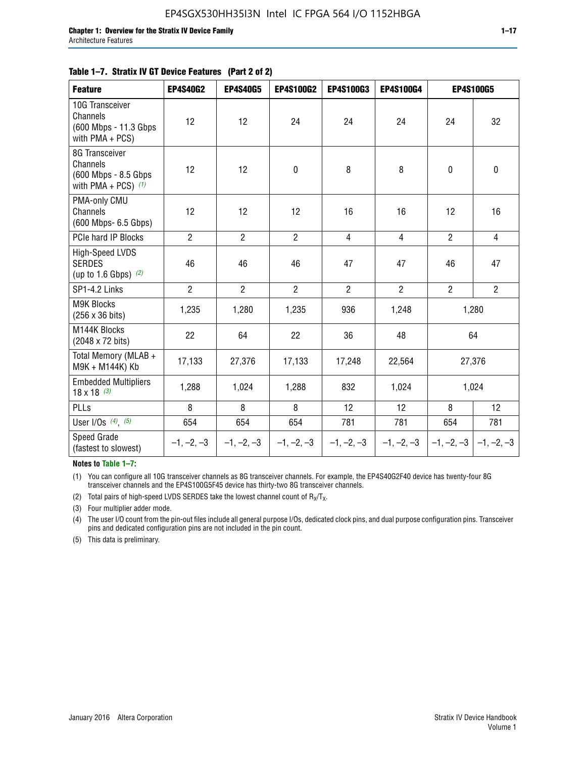**Table 1–7. Stratix IV GT Device Features (Part 2 of 2)**

| Feature | EP4S40G2 | EP4S40G5 | EP4S100G2 | EP4S100G3 | EP4S100G4 | EP4S100G5 | |
|---|---|---|---|---|---|---|---|
| 10G Transceiver Channels (600 Mbps - 11.3 Gbps with PMA + PCS) | 12 | 12 | 24 | 24 | 24 | 24 | 32 |
| 8G Transceiver Channels (600 Mbps - 8.5 Gbps with PMA + PCS) (1) | 12 | 12 | 0 | 8 | 8 | 0 | 0 |
| PMA-only CMU Channels (600 Mbps- 6.5 Gbps) | 12 | 12 | 12 | 16 | 16 | 12 | 16 |
| PCIe hard IP Blocks | 2 | 2 | 2 | 4 | 4 | 2 | 4 |
| High-Speed LVDS SERDES (up to 1.6 Gbps) (2) | 46 | 46 | 46 | 47 | 47 | 46 | 47 |
| SP1-4.2 Links | 2 | 2 | 2 | 2 | 2 | 2 | 2 |
| M9K Blocks (256 x 36 bits) | 1,235 | 1,280 | 1,235 | 936 | 1,248 | 1,280 | |
| M144K Blocks (2048 x 72 bits) | 22 | 64 | 22 | 36 | 48 | 64 | |
| Total Memory (MLAB + M9K + M144K) Kb | 17,133 | 27,376 | 17,133 | 17,248 | 22,564 | 27,376 | |
| Embedded Multipliers 18 x 18 (3) | 1,288 | 1,024 | 1,288 | 832 | 1,024 | 1,024 | |
| PLLs | 8 | 8 | 8 | 12 | 12 | 8 | 12 |
| User I/Os (4), (5) | 654 | 654 | 654 | 781 | 781 | 654 | 781 |
| Speed Grade (fastest to slowest) | –1, –2, –3 | –1, –2, –3 | –1, –2, –3 | –1, –2, –3 | –1, –2, –3 | –1, –2, –3 | –1, –2, –3 |

**Notes to Table 1–7:**

(1) You can configure all 10G transceiver channels as 8G transceiver channels. For example, the EP4S40G2F40 device has twenty-four 8G transceiver channels and the EP4S100G5F45 device has thirty-two 8G transceiver channels.

(2) Total pairs of high-speed LVDS SERDES take the lowest channel count of $R_X/T_X$.

(3) Four multiplier adder mode.

(4) The user I/O count from the pin-out files include all general purpose I/Os, dedicated clock pins, and dual purpose configuration pins. Transceiver pins and dedicated configuration pins are not included in the pin count.

(5) This data is preliminary.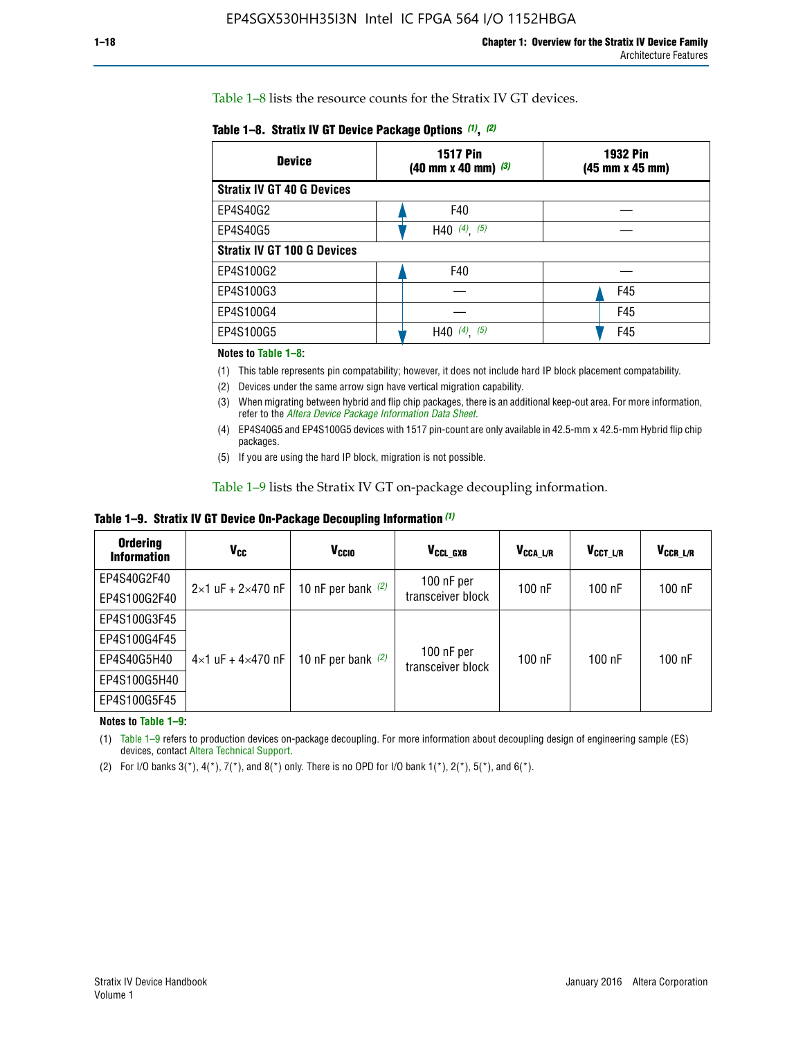Table 1–8 lists the resource counts for the Stratix IV GT devices.

**Table 1–8. Stratix IV GT Device Package Options (1), (2)**

| Device | 1517 Pin (40 mm x 40 mm) (3) | 1932 Pin (45 mm x 45 mm) |
|---|---|---|
| **Stratix IV GT 40 G Devices** | | |
| EP4S40G2 | F40 | — |
| EP4S40G5 | H40 (4), (5) | — |
| **Stratix IV GT 100 G Devices** | | |
| EP4S100G2 | F40 | — |
| EP4S100G3 | — | F45 |
| EP4S100G4 | — | F45 |
| EP4S100G5 | H40 (4), (5) | F45 |

**Notes to Table 1–8:**

(1) This table represents pin compatability; however, it does not include hard IP block placement compatability.

(2) Devices under the same arrow sign have vertical migration capability.

(3) When migrating between hybrid and flip chip packages, there is an additional keep-out area. For more information, refer to the *Altera Device Package Information Data Sheet*.

(4) EP4S40G5 and EP4S100G5 devices with 1517 pin-count are only available in 42.5-mm x 42.5-mm Hybrid flip chip packages.

(5) If you are using the hard IP block, migration is not possible.

Table 1–9 lists the Stratix IV GT on-package decoupling information.

**Table 1–9. Stratix IV GT Device On-Package Decoupling Information (1)**

| Ordering Information | $V_{CC}$ | $V_{CCIO}$ | $V_{CCL\_GXB}$ | $V_{CCA\_L/R}$ | $V_{CCT\_L/R}$ | $V_{CCR\_L/R}$ |
|---|---|---|---|---|---|---|
| EP4S40G2F40 | 2×1 uF + 2×470 nF | 10 nF per bank (2) | 100 nF per transceiver block | 100 nF | 100 nF | 100 nF |
| EP4S100G2F40 | | | | | | |
| EP4S100G3F45 | 4×1 uF + 4×470 nF | 10 nF per bank (2) | 100 nF per transceiver block | 100 nF | 100 nF | 100 nF |
| EP4S100G4F45 | | | | | | |
| EP4S40G5H40 | | | | | | |
| EP4S100G5H40 | | | | | | |
| EP4S100G5F45 | | | | | | |

**Notes to Table 1–9:**

(1) Table 1–9 refers to production devices on-package decoupling. For more information about decoupling design of engineering sample (ES) devices, contact Altera Technical Support.

(2) For I/O banks 3(*), 4(*), 7(*), and 8(*) only. There is no OPD for I/O bank 1(*), 2(*), 5(*), and 6(*).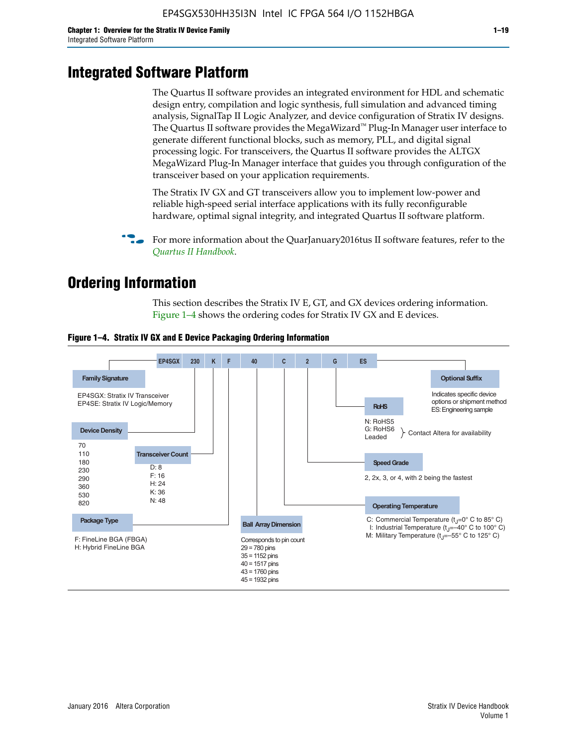# Integrated Software Platform

The Quartus II software provides an integrated environment for HDL and schematic design entry, compilation and logic synthesis, full simulation and advanced timing analysis, SignalTap II Logic Analyzer, and device configuration of Stratix IV designs. The Quartus II software provides the MegaWizard™ Plug-In Manager user interface to generate different functional blocks, such as memory, PLL, and digital signal processing logic. For transceivers, the Quartus II software provides the ALTGX MegaWizard Plug-In Manager interface that guides you through configuration of the transceiver based on your application requirements.

The Stratix IV GX and GT transceivers allow you to implement low-power and reliable high-speed serial interface applications with its fully reconfigurable hardware, optimal signal integrity, and integrated Quartus II software platform.

For more information about the QuarJanuary2016tus II software features, refer to the *Quartus II Handbook*.

# Ordering Information

This section describes the Stratix IV E, GT, and GX devices ordering information. Figure 1–4 shows the ordering codes for Stratix IV GX and E devices.

**Figure 1–4. Stratix IV GX and E Device Packaging Ordering Information**

EP4SGX 230 K F 40 C 2 G ES

- **Family Signature**
  - EP4SGX: Stratix IV Transceiver
  - EP4SE: Stratix IV Logic/Memory
- **Device Density**: 70, 110, 180, 230, 290, 360, 530, 820
- **Transceiver Count**
  - D: 8
  - F: 16
  - H: 24
  - K: 36
  - N: 48
- **Package Type**
  - F: FineLine BGA (FBGA)
  - H: Hybrid FineLine BGA
- **Ball Array Dimension**: Corresponds to pin count
  - 29 = 780 pins
  - 35 = 1152 pins
  - 40 = 1517 pins
  - 43 = 1760 pins
  - 45 = 1932 pins
- **Operating Temperature**
  - C: Commercial Temperature ($t_J$=0° C to 85° C)
  - I: Industrial Temperature ($t_J$=–40° C to 100° C)
  - M: Military Temperature ($t_J$=–55° C to 125° C)
- **Speed Grade**: 2, 2x, 3, or 4, with 2 being the fastest
- **RoHS**
  - N: RoHS5
  - G: RoHS6 (Contact Altera for availability)
  - Leaded (Contact Altera for availability)
- **Optional Suffix**: Indicates specific device options or shipment method
  - ES: Engineering sample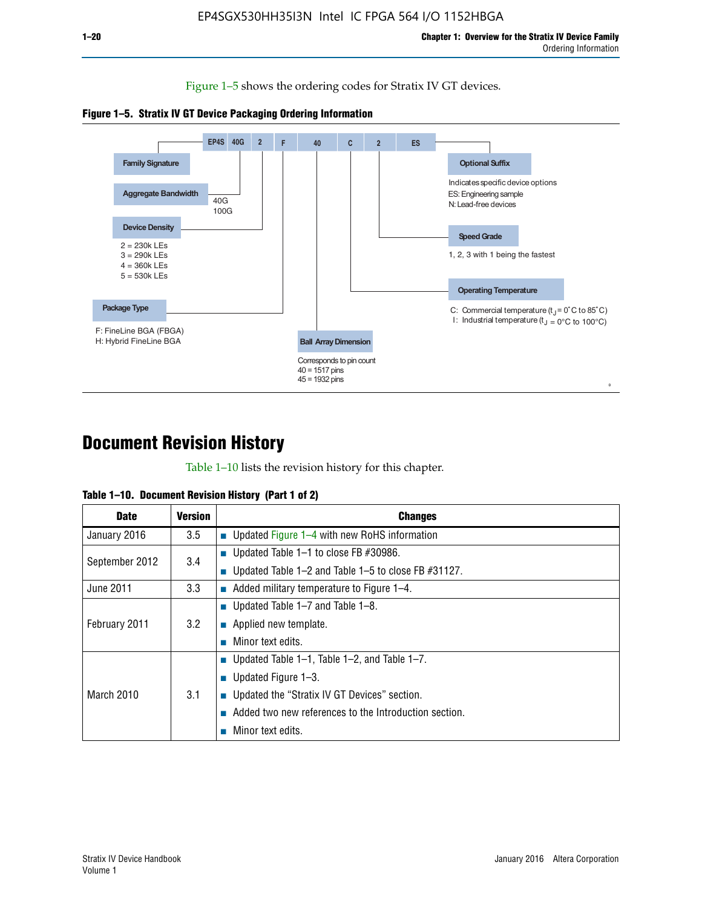Figure 1–5 shows the ordering codes for Stratix IV GT devices.

**Figure 1–5. Stratix IV GT Device Packaging Ordering Information**

EP4S 40G 2 F 40 C 2 ES

- **Family Signature**
- **Aggregate Bandwidth**: 40G, 100G
- **Device Density**: 2 = 230k LEs, 3 = 290k LEs, 4 = 360k LEs, 5 = 530k LEs
- **Package Type**: F: FineLine BGA (FBGA), H: Hybrid FineLine BGA
- **Ball Array Dimension**: Corresponds to pin count, 40 = 1517 pins, 45 = 1932 pins
- **Operating Temperature**: C: Commercial temperature ($t_J$ = 0˚C to 85˚C), I: Industrial temperature ($t_J$ = 0°C to 100°C)
- **Speed Grade**: 1, 2, 3 with 1 being the fastest
- **Optional Suffix**: Indicates specific device options, ES: Engineering sample, N: Lead-free devices

# Document Revision History

Table 1–10 lists the revision history for this chapter.

**Table 1–10. Document Revision History (Part 1 of 2)**

| Date | Version | Changes |
|---|---|---|
| January 2016 | 3.5 | ■ Updated Figure 1–4 with new RoHS information |
| September 2012 | 3.4 | ■ Updated Table 1–1 to close FB #30986.<br>■ Updated Table 1–2 and Table 1–5 to close FB #31127. |
| June 2011 | 3.3 | ■ Added military temperature to Figure 1–4. |
| February 2011 | 3.2 | ■ Updated Table 1–7 and Table 1–8.<br>■ Applied new template.<br>■ Minor text edits. |
| March 2010 | 3.1 | ■ Updated Table 1–1, Table 1–2, and Table 1–7.<br>■ Updated Figure 1–3.<br>■ Updated the "Stratix IV GT Devices" section.<br>■ Added two new references to the Introduction section.<br>■ Minor text edits. |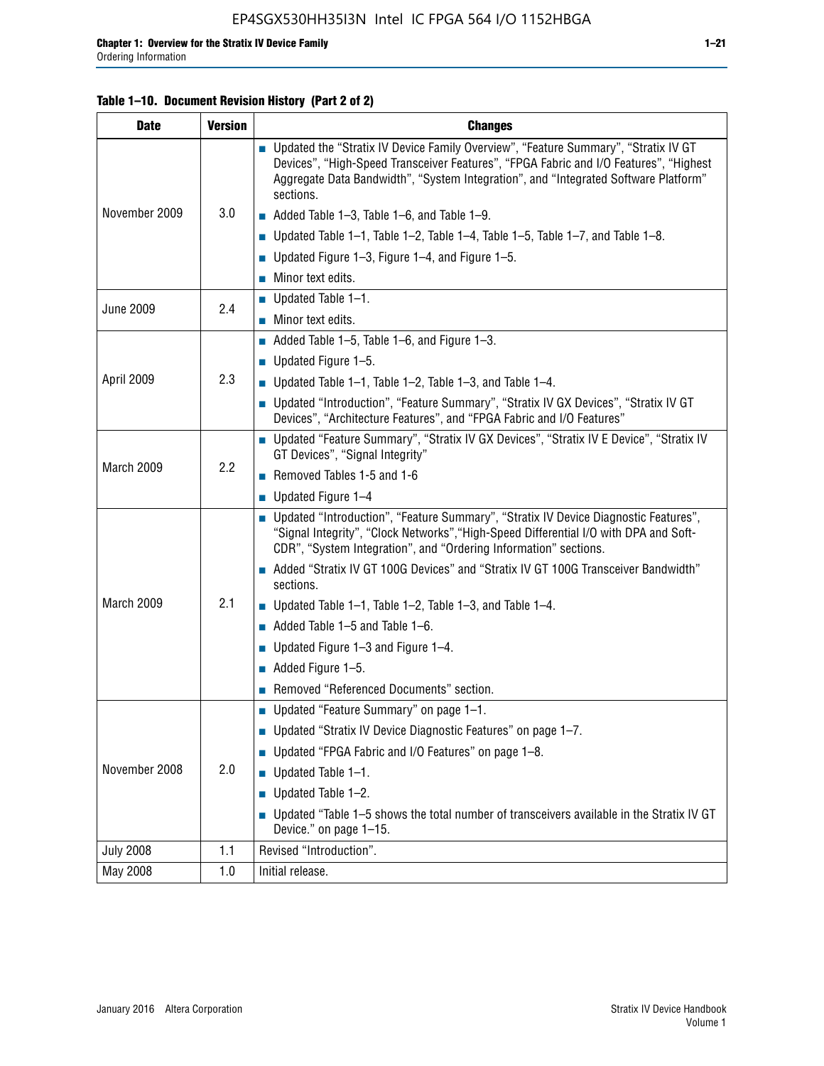**Table 1–10. Document Revision History (Part 2 of 2)**

| Date | Version | Changes |
|---|---|---|
| November 2009 | 3.0 | ■ Updated the "Stratix IV Device Family Overview", "Feature Summary", "Stratix IV GT Devices", "High-Speed Transceiver Features", "FPGA Fabric and I/O Features", "Highest Aggregate Data Bandwidth", "System Integration", and "Integrated Software Platform" sections.<br>■ Added Table 1–3, Table 1–6, and Table 1–9.<br>■ Updated Table 1–1, Table 1–2, Table 1–4, Table 1–5, Table 1–7, and Table 1–8.<br>■ Updated Figure 1–3, Figure 1–4, and Figure 1–5.<br>■ Minor text edits. |
| June 2009 | 2.4 | ■ Updated Table 1–1.<br>■ Minor text edits. |
| April 2009 | 2.3 | ■ Added Table 1–5, Table 1–6, and Figure 1–3.<br>■ Updated Figure 1–5.<br>■ Updated Table 1–1, Table 1–2, Table 1–3, and Table 1–4.<br>■ Updated "Introduction", "Feature Summary", "Stratix IV GX Devices", "Stratix IV GT Devices", "Architecture Features", and "FPGA Fabric and I/O Features" |
| March 2009 | 2.2 | ■ Updated "Feature Summary", "Stratix IV GX Devices", "Stratix IV E Device", "Stratix IV GT Devices", "Signal Integrity"<br>■ Removed Tables 1-5 and 1-6<br>■ Updated Figure 1–4 |
| March 2009 | 2.1 | ■ Updated "Introduction", "Feature Summary", "Stratix IV Device Diagnostic Features", "Signal Integrity", "Clock Networks","High-Speed Differential I/O with DPA and Soft-CDR", "System Integration", and "Ordering Information" sections.<br>■ Added "Stratix IV GT 100G Devices" and "Stratix IV GT 100G Transceiver Bandwidth" sections.<br>■ Updated Table 1–1, Table 1–2, Table 1–3, and Table 1–4.<br>■ Added Table 1–5 and Table 1–6.<br>■ Updated Figure 1–3 and Figure 1–4.<br>■ Added Figure 1–5.<br>■ Removed "Referenced Documents" section. |
| November 2008 | 2.0 | ■ Updated "Feature Summary" on page 1–1.<br>■ Updated "Stratix IV Device Diagnostic Features" on page 1–7.<br>■ Updated "FPGA Fabric and I/O Features" on page 1–8.<br>■ Updated Table 1–1.<br>■ Updated Table 1–2.<br>■ Updated "Table 1–5 shows the total number of transceivers available in the Stratix IV GT Device." on page 1–15. |
| July 2008 | 1.1 | Revised "Introduction". |
| May 2008 | 1.0 | Initial release. |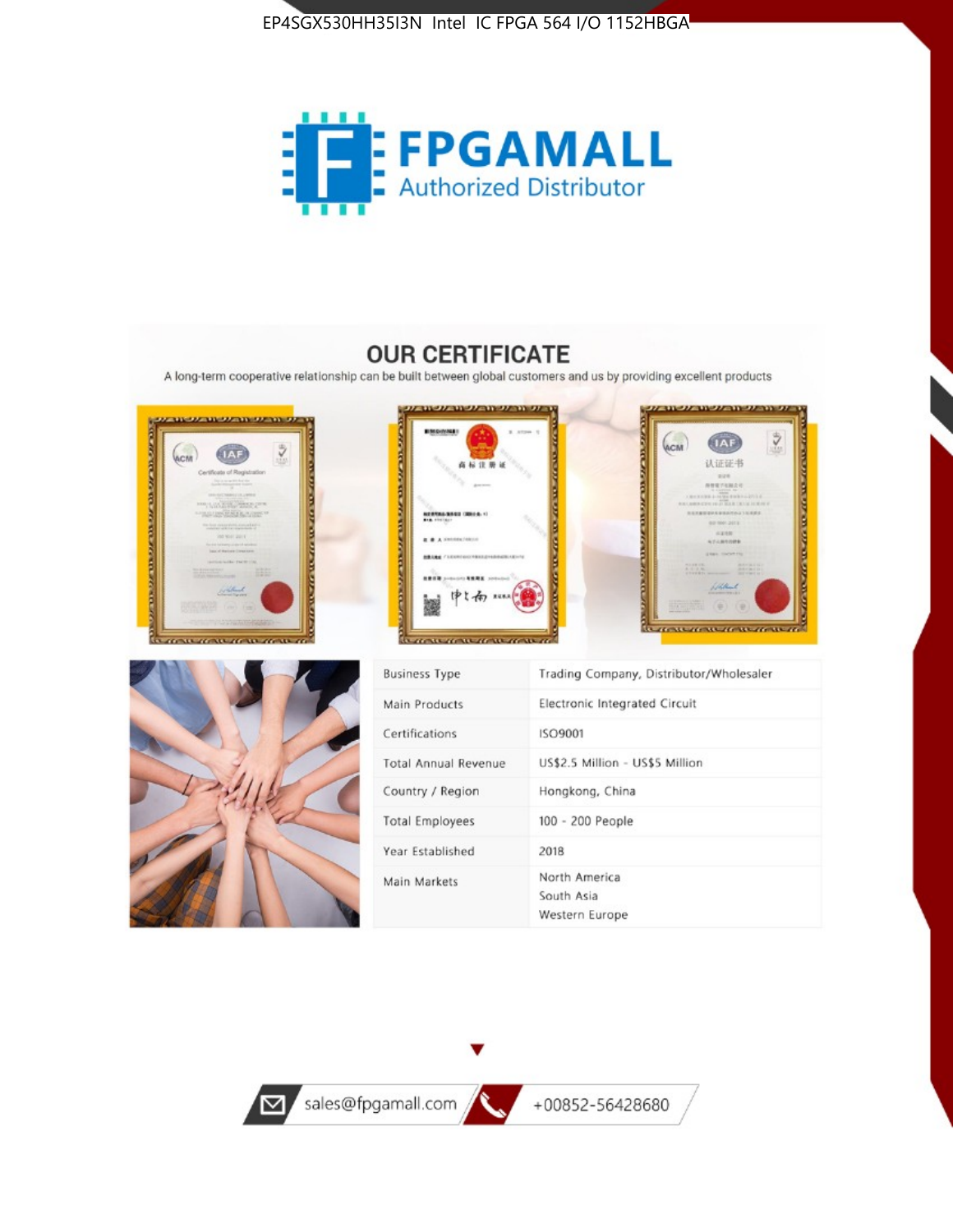FPGAMALL
Authorized Distributor

## OUR CERTIFICATE

A long-term cooperative relationship can be built between global customers and us by providing excellent products

| | |
|---|---|
| Business Type | Trading Company, Distributor/Wholesaler |
| Main Products | Electronic Integrated Circuit |
| Certifications | ISO9001 |
| Total Annual Revenue | US$2.5 Million - US$5 Million |
| Country / Region | Hongkong, China |
| Total Employees | 100 - 200 People |
| Year Established | 2018 |
| Main Markets | North America<br>South Asia<br>Western Europe |

sales@fpgamall.com

+00852-56428680